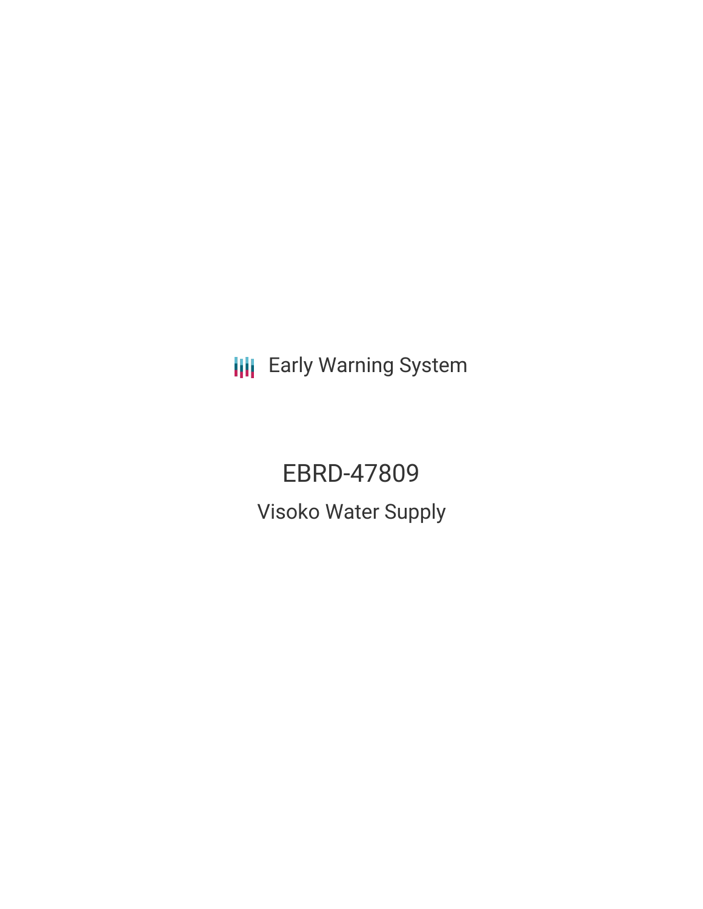Early Warning System

# EBRD-47809

## Visoko Water Supply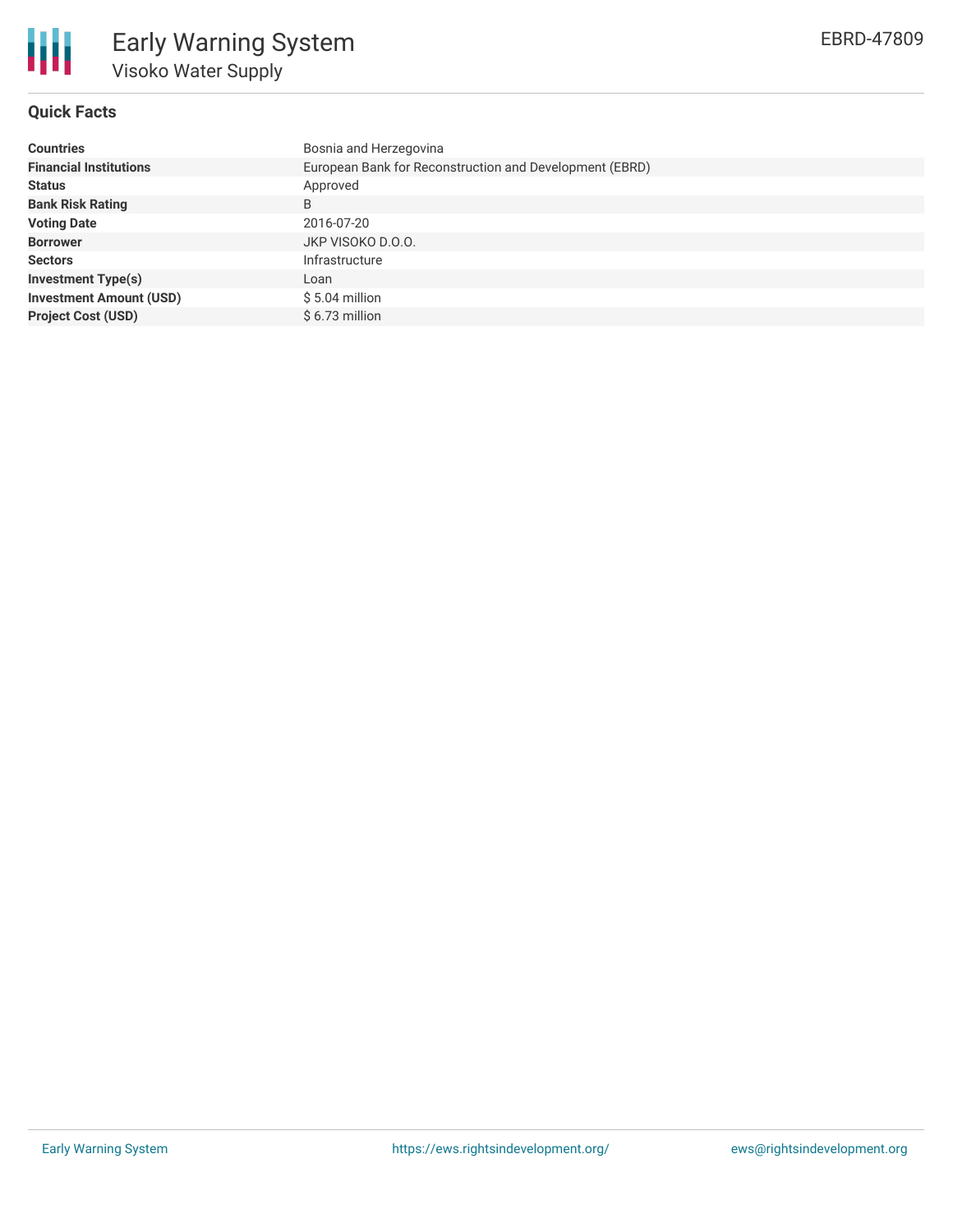# Early Warning System

## Visoko Water Supply

EBRD-47809

### Quick Facts

| | |
|---|---|
| **Countries** | Bosnia and Herzegovina |
| **Financial Institutions** | European Bank for Reconstruction and Development (EBRD) |
| **Status** | Approved |
| **Bank Risk Rating** | B |
| **Voting Date** | 2016-07-20 |
| **Borrower** | JKP VISOKO D.O.O. |
| **Sectors** | Infrastructure |
| **Investment Type(s)** | Loan |
| **Investment Amount (USD)** | $ 5.04 million |
| **Project Cost (USD)** | $ 6.73 million |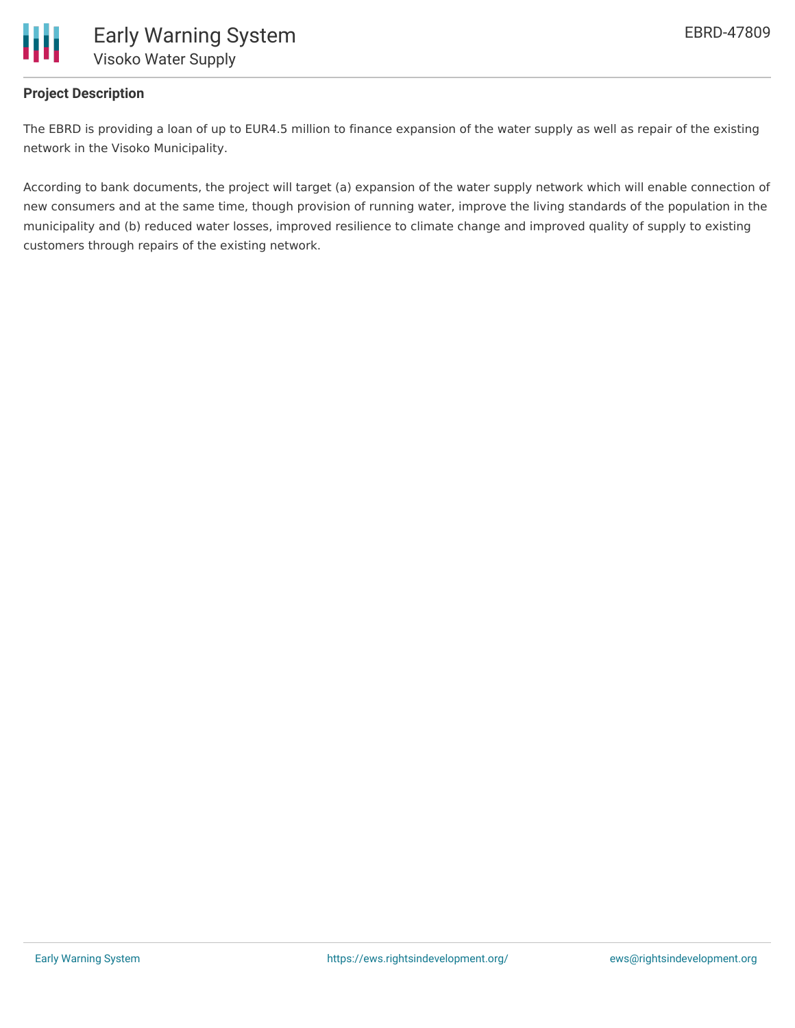## Project Description

The EBRD is providing a loan of up to EUR4.5 million to finance expansion of the water supply as well as repair of the existing network in the Visoko Municipality.

According to bank documents, the project will target (a) expansion of the water supply network which will enable connection of new consumers and at the same time, though provision of running water, improve the living standards of the population in the municipality and (b) reduced water losses, improved resilience to climate change and improved quality of supply to existing customers through repairs of the existing network.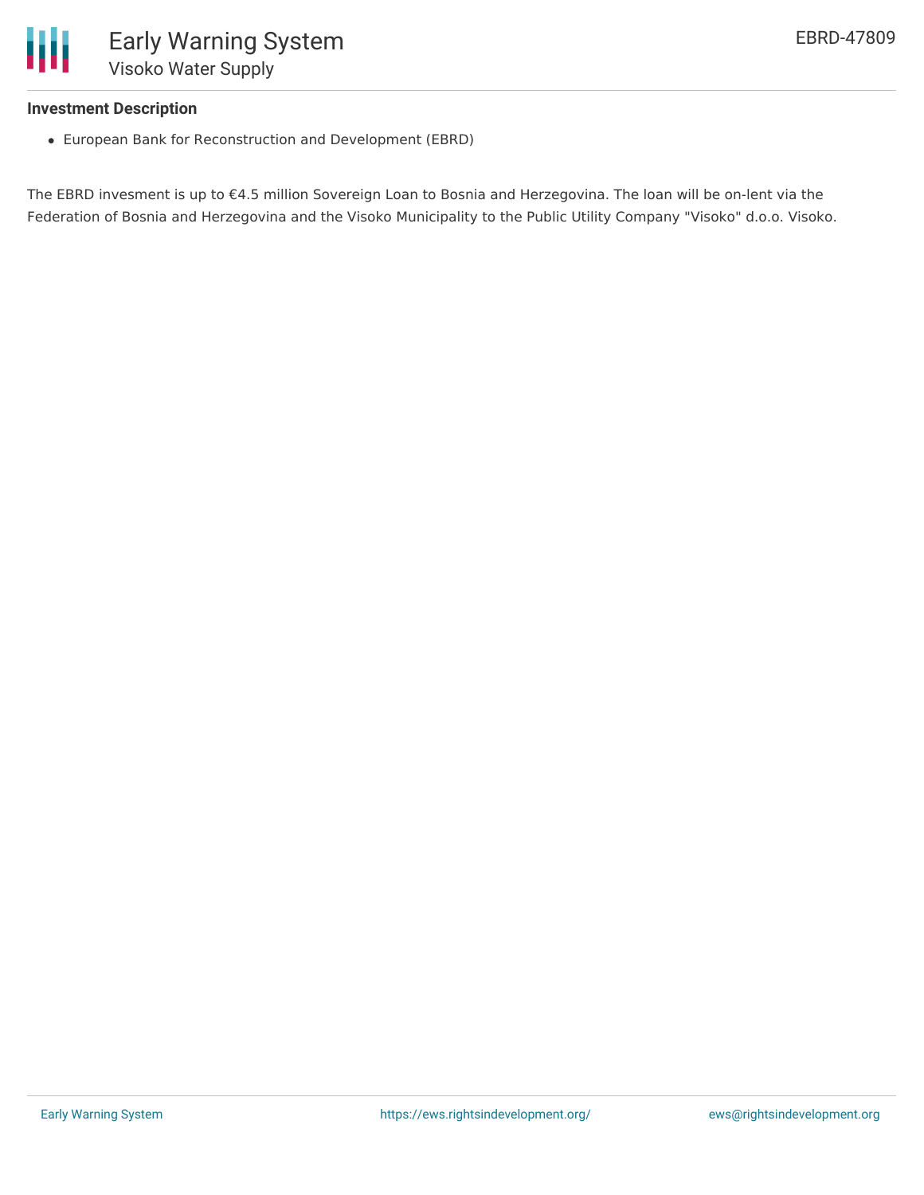### Investment Description

- European Bank for Reconstruction and Development (EBRD)

The EBRD invesment is up to €4.5 million Sovereign Loan to Bosnia and Herzegovina. The loan will be on-lent via the Federation of Bosnia and Herzegovina and the Visoko Municipality to the Public Utility Company "Visoko" d.o.o. Visoko.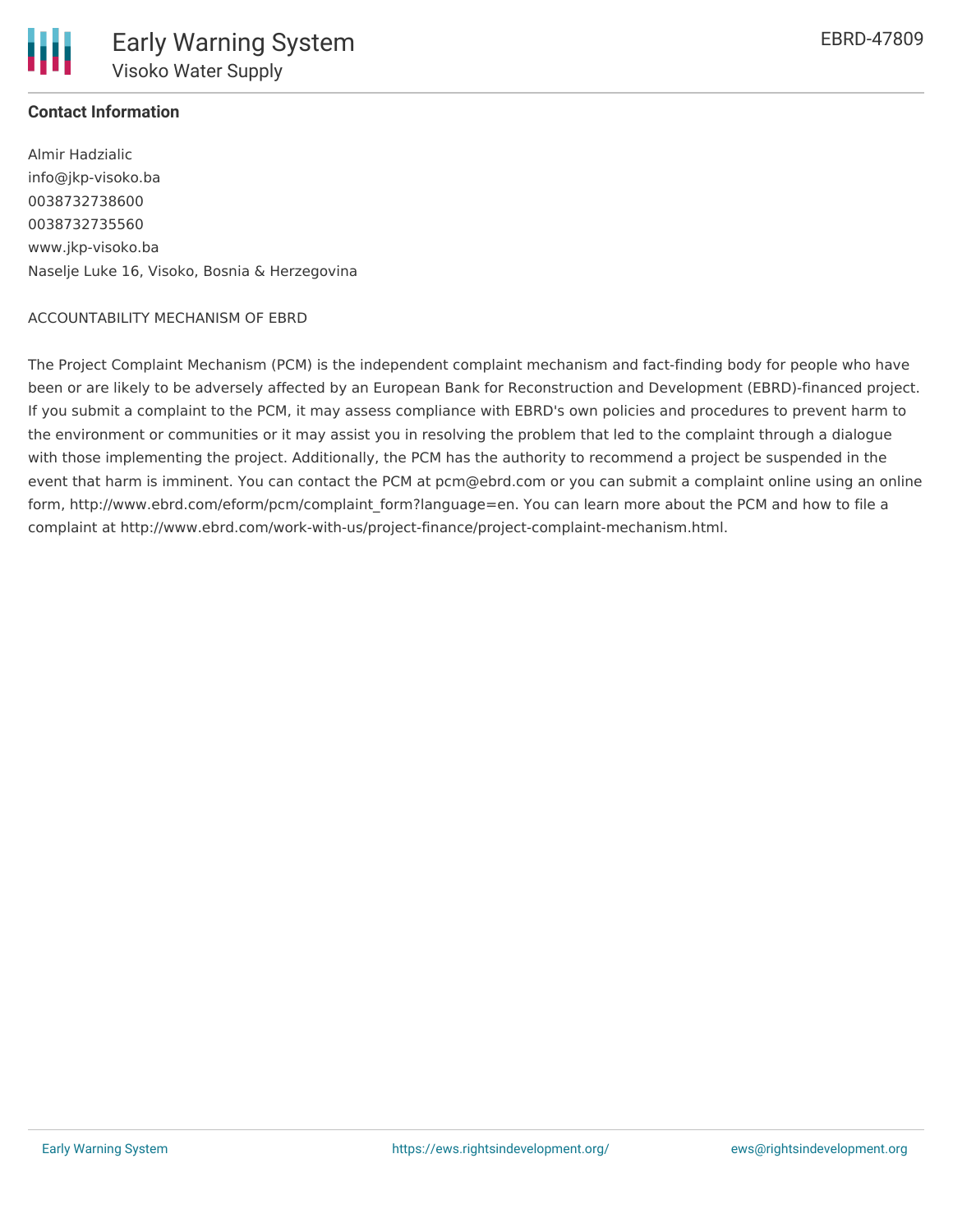**Contact Information**

Almir Hadzialic
info@jkp-visoko.ba
0038732738600
0038732735560
www.jkp-visoko.ba
Naselje Luke 16, Visoko, Bosnia & Herzegovina

ACCOUNTABILITY MECHANISM OF EBRD

The Project Complaint Mechanism (PCM) is the independent complaint mechanism and fact-finding body for people who have been or are likely to be adversely affected by an European Bank for Reconstruction and Development (EBRD)-financed project. If you submit a complaint to the PCM, it may assess compliance with EBRD's own policies and procedures to prevent harm to the environment or communities or it may assist you in resolving the problem that led to the complaint through a dialogue with those implementing the project. Additionally, the PCM has the authority to recommend a project be suspended in the event that harm is imminent. You can contact the PCM at pcm@ebrd.com or you can submit a complaint online using an online form, http://www.ebrd.com/eform/pcm/complaint_form?language=en. You can learn more about the PCM and how to file a complaint at http://www.ebrd.com/work-with-us/project-finance/project-complaint-mechanism.html.